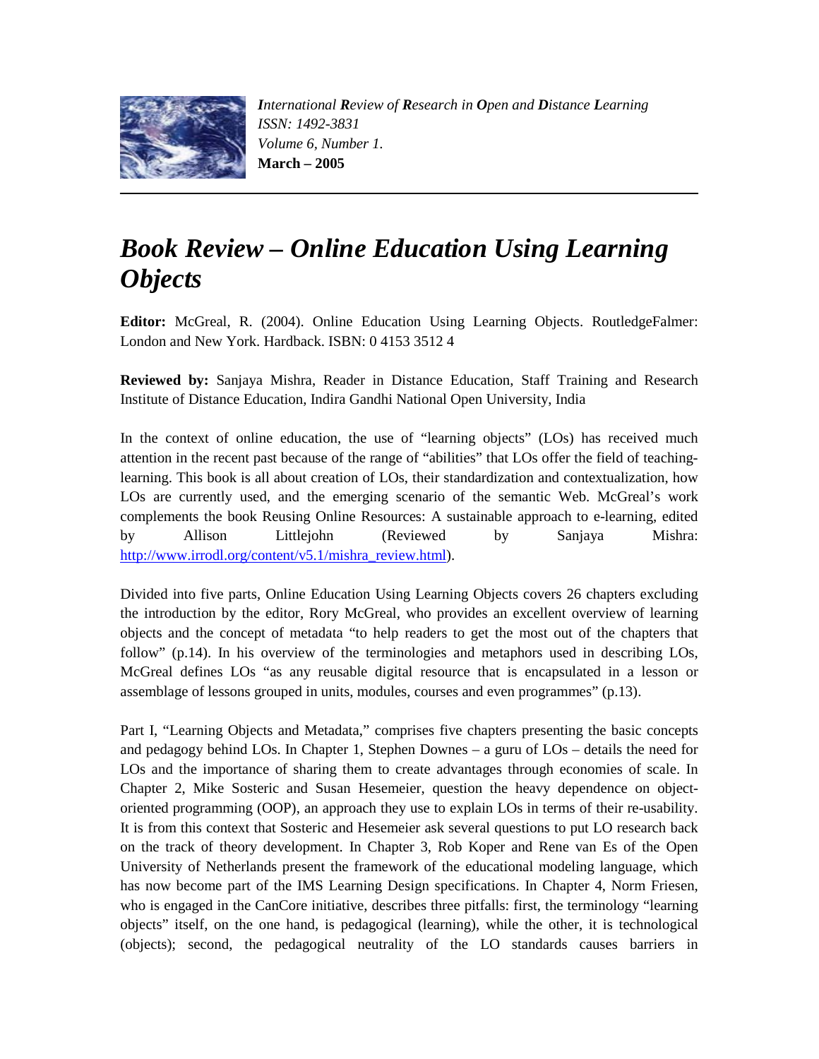*International Review of Research in Open and Distance Learning*
*ISSN: 1492-3831*
*Volume 6, Number 1.*
**March – 2005**

# *Book Review – Online Education Using Learning Objects*

**Editor:** McGreal, R. (2004). Online Education Using Learning Objects. RoutledgeFalmer: London and New York. Hardback. ISBN: 0 4153 3512 4

**Reviewed by:** Sanjaya Mishra, Reader in Distance Education, Staff Training and Research Institute of Distance Education, Indira Gandhi National Open University, India

In the context of online education, the use of "learning objects" (LOs) has received much attention in the recent past because of the range of "abilities" that LOs offer the field of teaching-learning. This book is all about creation of LOs, their standardization and contextualization, how LOs are currently used, and the emerging scenario of the semantic Web. McGreal's work complements the book Reusing Online Resources: A sustainable approach to e-learning, edited by Allison Littlejohn (Reviewed by Sanjaya Mishra: http://www.irrodl.org/content/v5.1/mishra_review.html).

Divided into five parts, Online Education Using Learning Objects covers 26 chapters excluding the introduction by the editor, Rory McGreal, who provides an excellent overview of learning objects and the concept of metadata "to help readers to get the most out of the chapters that follow" (p.14). In his overview of the terminologies and metaphors used in describing LOs, McGreal defines LOs "as any reusable digital resource that is encapsulated in a lesson or assemblage of lessons grouped in units, modules, courses and even programmes" (p.13).

Part I, "Learning Objects and Metadata," comprises five chapters presenting the basic concepts and pedagogy behind LOs. In Chapter 1, Stephen Downes – a guru of LOs – details the need for LOs and the importance of sharing them to create advantages through economies of scale. In Chapter 2, Mike Sosteric and Susan Hesemeier, question the heavy dependence on object-oriented programming (OOP), an approach they use to explain LOs in terms of their re-usability. It is from this context that Sosteric and Hesemeier ask several questions to put LO research back on the track of theory development. In Chapter 3, Rob Koper and Rene van Es of the Open University of Netherlands present the framework of the educational modeling language, which has now become part of the IMS Learning Design specifications. In Chapter 4, Norm Friesen, who is engaged in the CanCore initiative, describes three pitfalls: first, the terminology "learning objects" itself, on the one hand, is pedagogical (learning), while the other, it is technological (objects); second, the pedagogical neutrality of the LO standards causes barriers in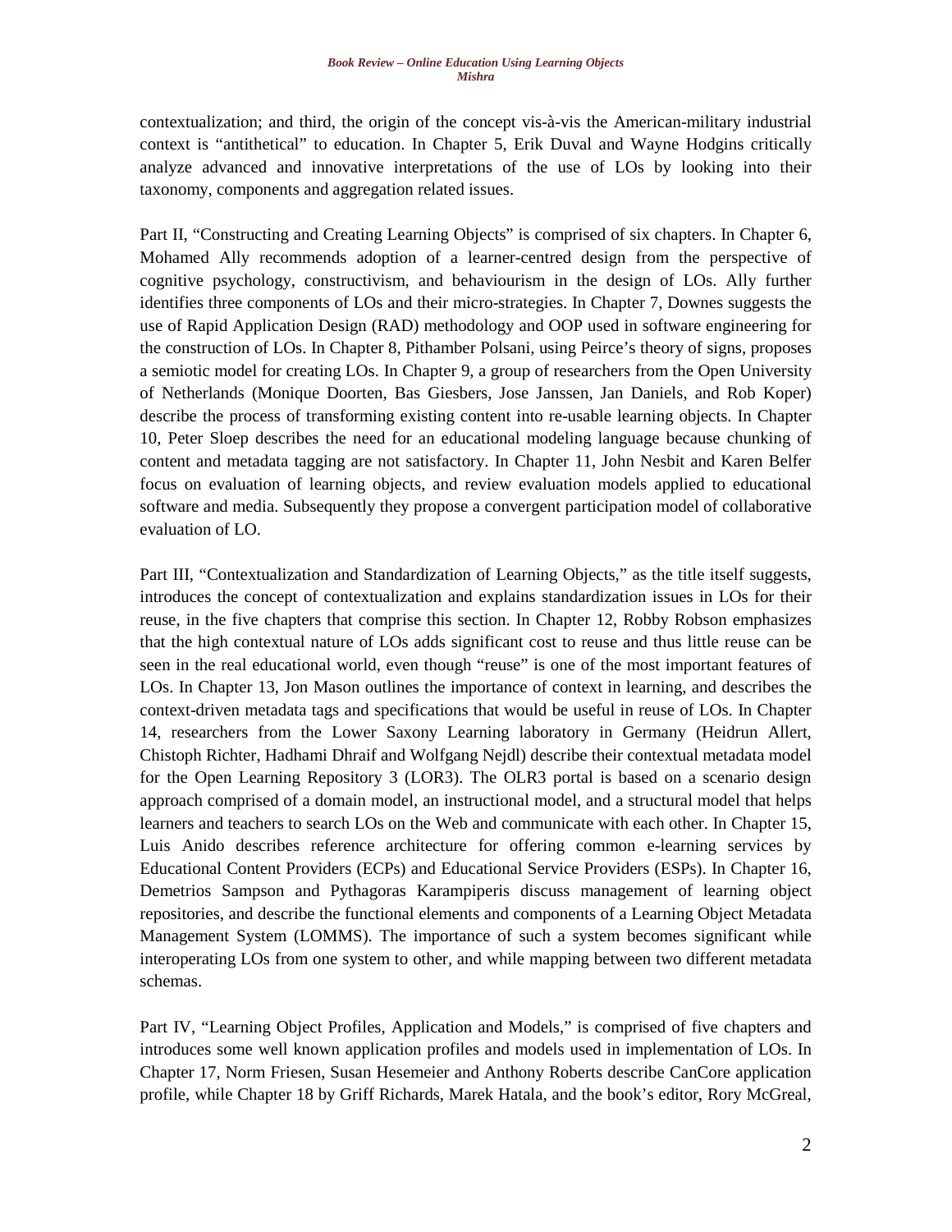contextualization; and third, the origin of the concept vis-à-vis the American-military industrial context is "antithetical" to education. In Chapter 5, Erik Duval and Wayne Hodgins critically analyze advanced and innovative interpretations of the use of LOs by looking into their taxonomy, components and aggregation related issues.

Part II, "Constructing and Creating Learning Objects" is comprised of six chapters. In Chapter 6, Mohamed Ally recommends adoption of a learner-centred design from the perspective of cognitive psychology, constructivism, and behaviourism in the design of LOs. Ally further identifies three components of LOs and their micro-strategies. In Chapter 7, Downes suggests the use of Rapid Application Design (RAD) methodology and OOP used in software engineering for the construction of LOs. In Chapter 8, Pithamber Polsani, using Peirce's theory of signs, proposes a semiotic model for creating LOs. In Chapter 9, a group of researchers from the Open University of Netherlands (Monique Doorten, Bas Giesbers, Jose Janssen, Jan Daniels, and Rob Koper) describe the process of transforming existing content into re-usable learning objects. In Chapter 10, Peter Sloep describes the need for an educational modeling language because chunking of content and metadata tagging are not satisfactory. In Chapter 11, John Nesbit and Karen Belfer focus on evaluation of learning objects, and review evaluation models applied to educational software and media. Subsequently they propose a convergent participation model of collaborative evaluation of LO.

Part III, "Contextualization and Standardization of Learning Objects," as the title itself suggests, introduces the concept of contextualization and explains standardization issues in LOs for their reuse, in the five chapters that comprise this section. In Chapter 12, Robby Robson emphasizes that the high contextual nature of LOs adds significant cost to reuse and thus little reuse can be seen in the real educational world, even though "reuse" is one of the most important features of LOs. In Chapter 13, Jon Mason outlines the importance of context in learning, and describes the context-driven metadata tags and specifications that would be useful in reuse of LOs. In Chapter 14, researchers from the Lower Saxony Learning laboratory in Germany (Heidrun Allert, Chistoph Richter, Hadhami Dhraif and Wolfgang Nejdl) describe their contextual metadata model for the Open Learning Repository 3 (LOR3). The OLR3 portal is based on a scenario design approach comprised of a domain model, an instructional model, and a structural model that helps learners and teachers to search LOs on the Web and communicate with each other. In Chapter 15, Luis Anido describes reference architecture for offering common e-learning services by Educational Content Providers (ECPs) and Educational Service Providers (ESPs). In Chapter 16, Demetrios Sampson and Pythagoras Karampiperis discuss management of learning object repositories, and describe the functional elements and components of a Learning Object Metadata Management System (LOMMS). The importance of such a system becomes significant while interoperating LOs from one system to other, and while mapping between two different metadata schemas.

Part IV, "Learning Object Profiles, Application and Models," is comprised of five chapters and introduces some well known application profiles and models used in implementation of LOs. In Chapter 17, Norm Friesen, Susan Hesemeier and Anthony Roberts describe CanCore application profile, while Chapter 18 by Griff Richards, Marek Hatala, and the book's editor, Rory McGreal,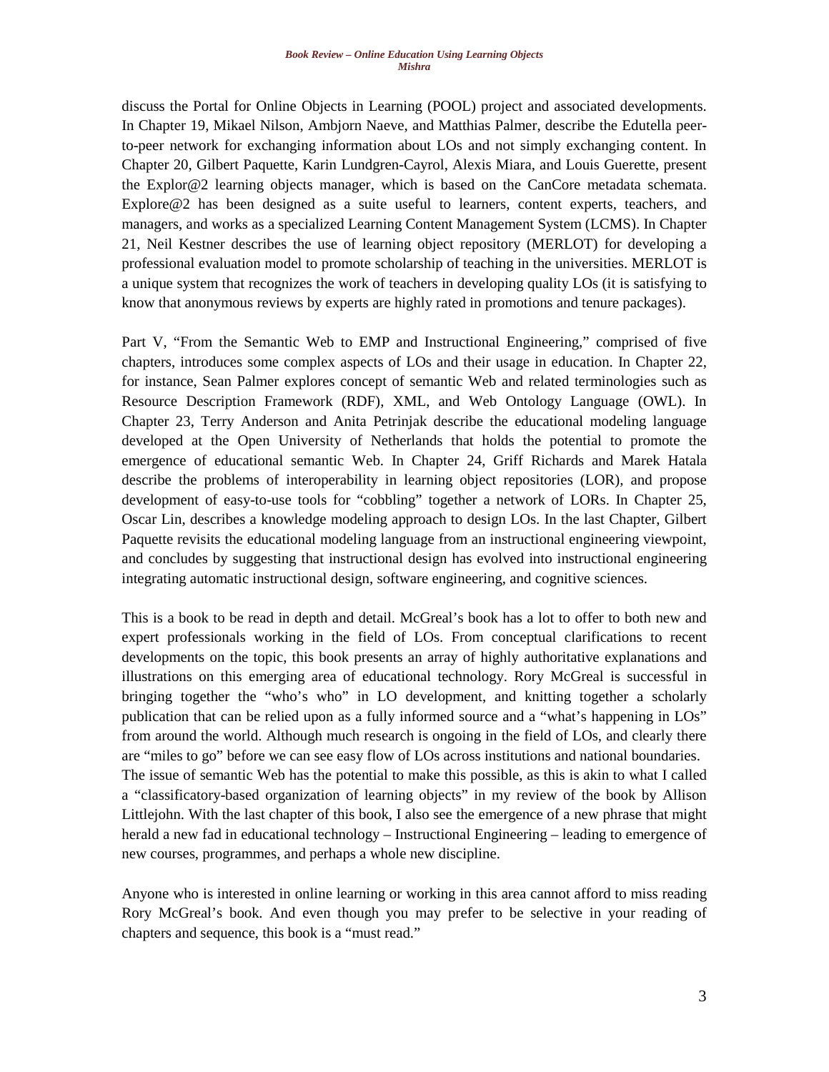discuss the Portal for Online Objects in Learning (POOL) project and associated developments. In Chapter 19, Mikael Nilson, Ambjorn Naeve, and Matthias Palmer, describe the Edutella peer-to-peer network for exchanging information about LOs and not simply exchanging content. In Chapter 20, Gilbert Paquette, Karin Lundgren-Cayrol, Alexis Miara, and Louis Guerette, present the Explor@2 learning objects manager, which is based on the CanCore metadata schemata. Explore@2 has been designed as a suite useful to learners, content experts, teachers, and managers, and works as a specialized Learning Content Management System (LCMS). In Chapter 21, Neil Kestner describes the use of learning object repository (MERLOT) for developing a professional evaluation model to promote scholarship of teaching in the universities. MERLOT is a unique system that recognizes the work of teachers in developing quality LOs (it is satisfying to know that anonymous reviews by experts are highly rated in promotions and tenure packages).

Part V, "From the Semantic Web to EMP and Instructional Engineering," comprised of five chapters, introduces some complex aspects of LOs and their usage in education. In Chapter 22, for instance, Sean Palmer explores concept of semantic Web and related terminologies such as Resource Description Framework (RDF), XML, and Web Ontology Language (OWL). In Chapter 23, Terry Anderson and Anita Petrinjak describe the educational modeling language developed at the Open University of Netherlands that holds the potential to promote the emergence of educational semantic Web. In Chapter 24, Griff Richards and Marek Hatala describe the problems of interoperability in learning object repositories (LOR), and propose development of easy-to-use tools for "cobbling" together a network of LORs. In Chapter 25, Oscar Lin, describes a knowledge modeling approach to design LOs. In the last Chapter, Gilbert Paquette revisits the educational modeling language from an instructional engineering viewpoint, and concludes by suggesting that instructional design has evolved into instructional engineering integrating automatic instructional design, software engineering, and cognitive sciences.

This is a book to be read in depth and detail. McGreal's book has a lot to offer to both new and expert professionals working in the field of LOs. From conceptual clarifications to recent developments on the topic, this book presents an array of highly authoritative explanations and illustrations on this emerging area of educational technology. Rory McGreal is successful in bringing together the "who's who" in LO development, and knitting together a scholarly publication that can be relied upon as a fully informed source and a "what's happening in LOs" from around the world. Although much research is ongoing in the field of LOs, and clearly there are "miles to go" before we can see easy flow of LOs across institutions and national boundaries. The issue of semantic Web has the potential to make this possible, as this is akin to what I called a "classificatory-based organization of learning objects" in my review of the book by Allison Littlejohn. With the last chapter of this book, I also see the emergence of a new phrase that might herald a new fad in educational technology – Instructional Engineering – leading to emergence of new courses, programmes, and perhaps a whole new discipline.

Anyone who is interested in online learning or working in this area cannot afford to miss reading Rory McGreal's book. And even though you may prefer to be selective in your reading of chapters and sequence, this book is a "must read."